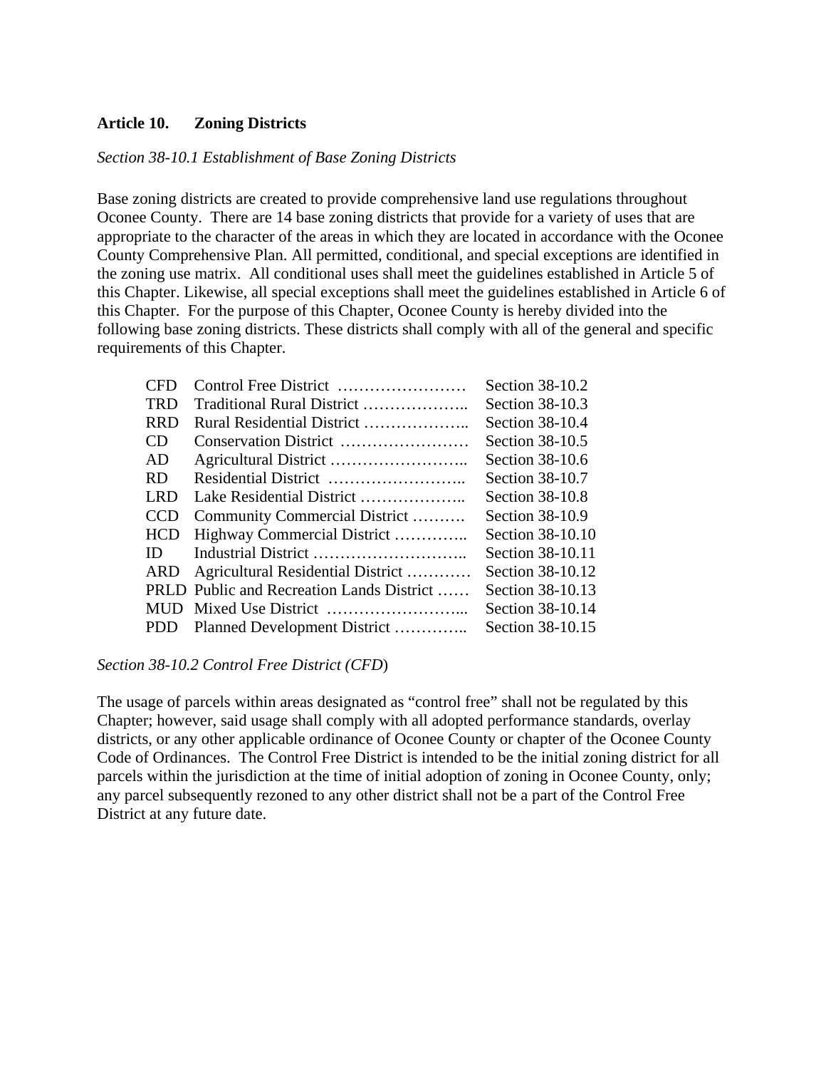## Article 10. Zoning Districts

*Section 38-10.1 Establishment of Base Zoning Districts*

Base zoning districts are created to provide comprehensive land use regulations throughout Oconee County. There are 14 base zoning districts that provide for a variety of uses that are appropriate to the character of the areas in which they are located in accordance with the Oconee County Comprehensive Plan. All permitted, conditional, and special exceptions are identified in the zoning use matrix. All conditional uses shall meet the guidelines established in Article 5 of this Chapter. Likewise, all special exceptions shall meet the guidelines established in Article 6 of this Chapter. For the purpose of this Chapter, Oconee County is hereby divided into the following base zoning districts. These districts shall comply with all of the general and specific requirements of this Chapter.

| | | |
|---|---|---|
| CFD | Control Free District …………………… | Section 38-10.2 |
| TRD | Traditional Rural District ……………….. | Section 38-10.3 |
| RRD | Rural Residential District ……………….. | Section 38-10.4 |
| CD | Conservation District …………………… | Section 38-10.5 |
| AD | Agricultural District …………………….. | Section 38-10.6 |
| RD | Residential District …………………….. | Section 38-10.7 |
| LRD | Lake Residential District ……………….. | Section 38-10.8 |
| CCD | Community Commercial District ………. | Section 38-10.9 |
| HCD | Highway Commercial District ………….. | Section 38-10.10 |
| ID | Industrial District ……………………….. | Section 38-10.11 |
| ARD | Agricultural Residential District ………… | Section 38-10.12 |
| PRLD | Public and Recreation Lands District …… | Section 38-10.13 |
| MUD | Mixed Use District ……………………... | Section 38-10.14 |
| PDD | Planned Development District ………….. | Section 38-10.15 |

*Section 38-10.2 Control Free District (CFD*)

The usage of parcels within areas designated as "control free" shall not be regulated by this Chapter; however, said usage shall comply with all adopted performance standards, overlay districts, or any other applicable ordinance of Oconee County or chapter of the Oconee County Code of Ordinances. The Control Free District is intended to be the initial zoning district for all parcels within the jurisdiction at the time of initial adoption of zoning in Oconee County, only; any parcel subsequently rezoned to any other district shall not be a part of the Control Free District at any future date.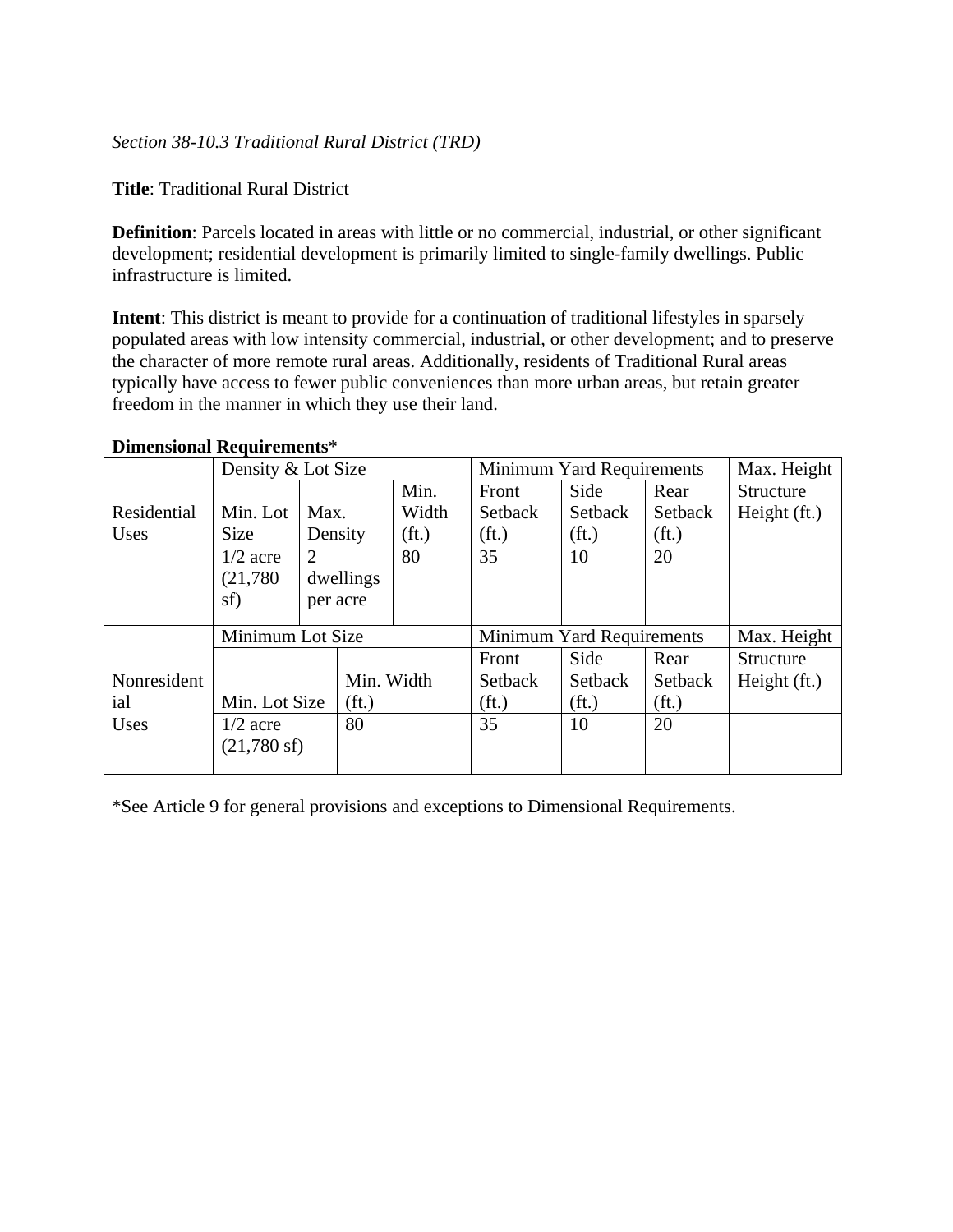*Section 38-10.3 Traditional Rural District (TRD)*

**Title**: Traditional Rural District

**Definition**: Parcels located in areas with little or no commercial, industrial, or other significant development; residential development is primarily limited to single-family dwellings. Public infrastructure is limited.

**Intent**: This district is meant to provide for a continuation of traditional lifestyles in sparsely populated areas with low intensity commercial, industrial, or other development; and to preserve the character of more remote rural areas. Additionally, residents of Traditional Rural areas typically have access to fewer public conveniences than more urban areas, but retain greater freedom in the manner in which they use their land.

**Dimensional Requirements***

| Residential Uses | Density & Lot Size | | | Minimum Yard Requirements | | | Max. Height |
|---|---|---|---|---|---|---|---|
| | Min. Lot Size | Max. Density | Min. Width (ft.) | Front Setback (ft.) | Side Setback (ft.) | Rear Setback (ft.) | Structure Height (ft.) |
| | 1/2 acre (21,780 sf) | 2 dwellings per acre | 80 | 35 | 10 | 20 | |

| Nonresidential Uses | Minimum Lot Size | | Minimum Yard Requirements | | | Max. Height |
|---|---|---|---|---|---|---|
| | Min. Lot Size | Min. Width (ft.) | Front Setback (ft.) | Side Setback (ft.) | Rear Setback (ft.) | Structure Height (ft.) |
| | 1/2 acre (21,780 sf) | 80 | 35 | 10 | 20 | |

*See Article 9 for general provisions and exceptions to Dimensional Requirements.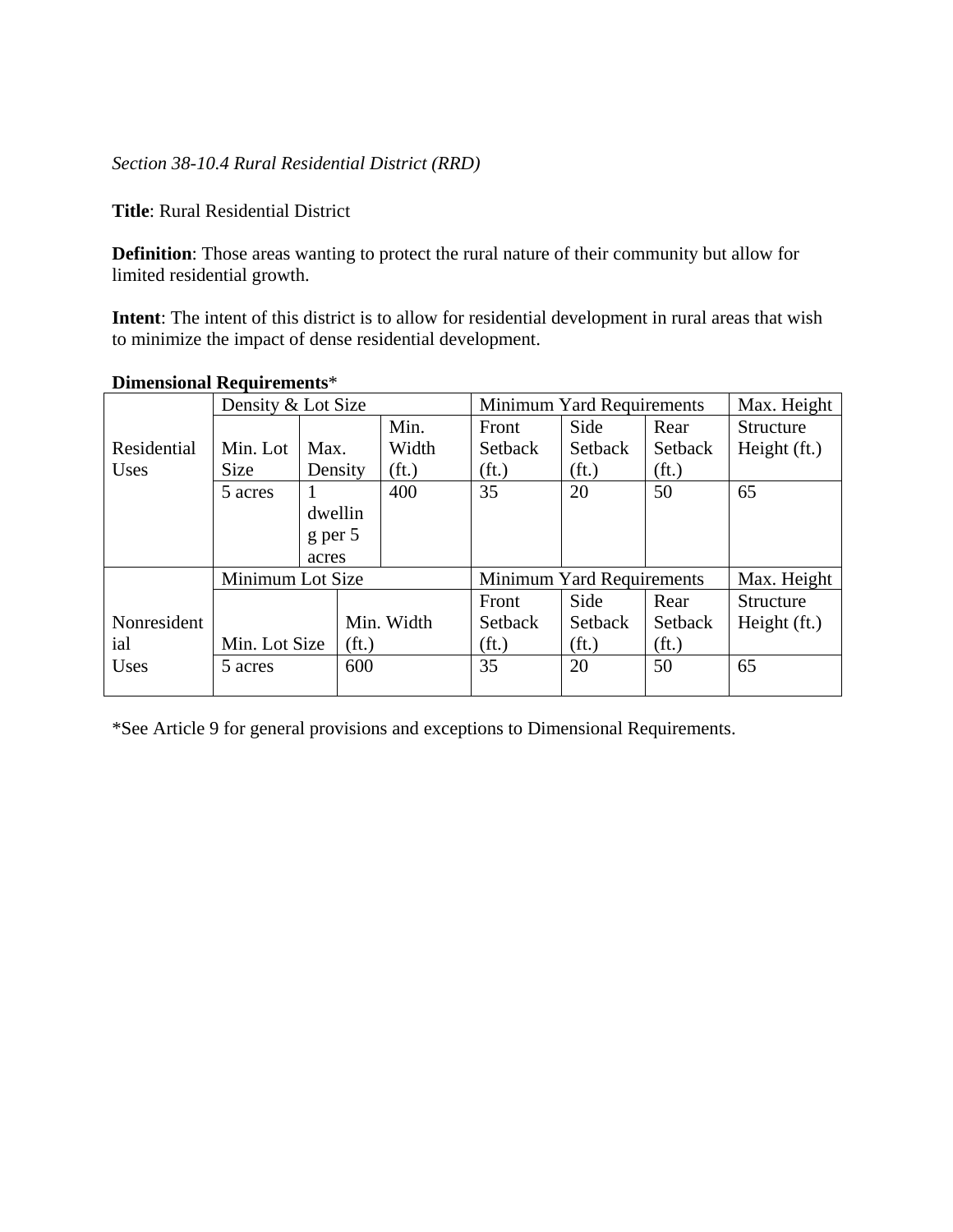*Section 38-10.4 Rural Residential District (RRD)*

**Title**: Rural Residential District

**Definition**: Those areas wanting to protect the rural nature of their community but allow for limited residential growth.

**Intent**: The intent of this district is to allow for residential development in rural areas that wish to minimize the impact of dense residential development.

**Dimensional Requirements***

| Residential Uses | Density & Lot Size | | | Minimum Yard Requirements | | | Max. Height |
|---|---|---|---|---|---|---|---|
| | Min. Lot Size | Max. Density | Min. Width (ft.) | Front Setback (ft.) | Side Setback (ft.) | Rear Setback (ft.) | Structure Height (ft.) |
| | 5 acres | 1 dwelling per 5 acres | 400 | 35 | 20 | 50 | 65 |

| Nonresidential Uses | Minimum Lot Size | | Minimum Yard Requirements | | | Max. Height |
|---|---|---|---|---|---|---|
| | Min. Lot Size | Min. Width (ft.) | Front Setback (ft.) | Side Setback (ft.) | Rear Setback (ft.) | Structure Height (ft.) |
| | 5 acres | 600 | 35 | 20 | 50 | 65 |

*See Article 9 for general provisions and exceptions to Dimensional Requirements.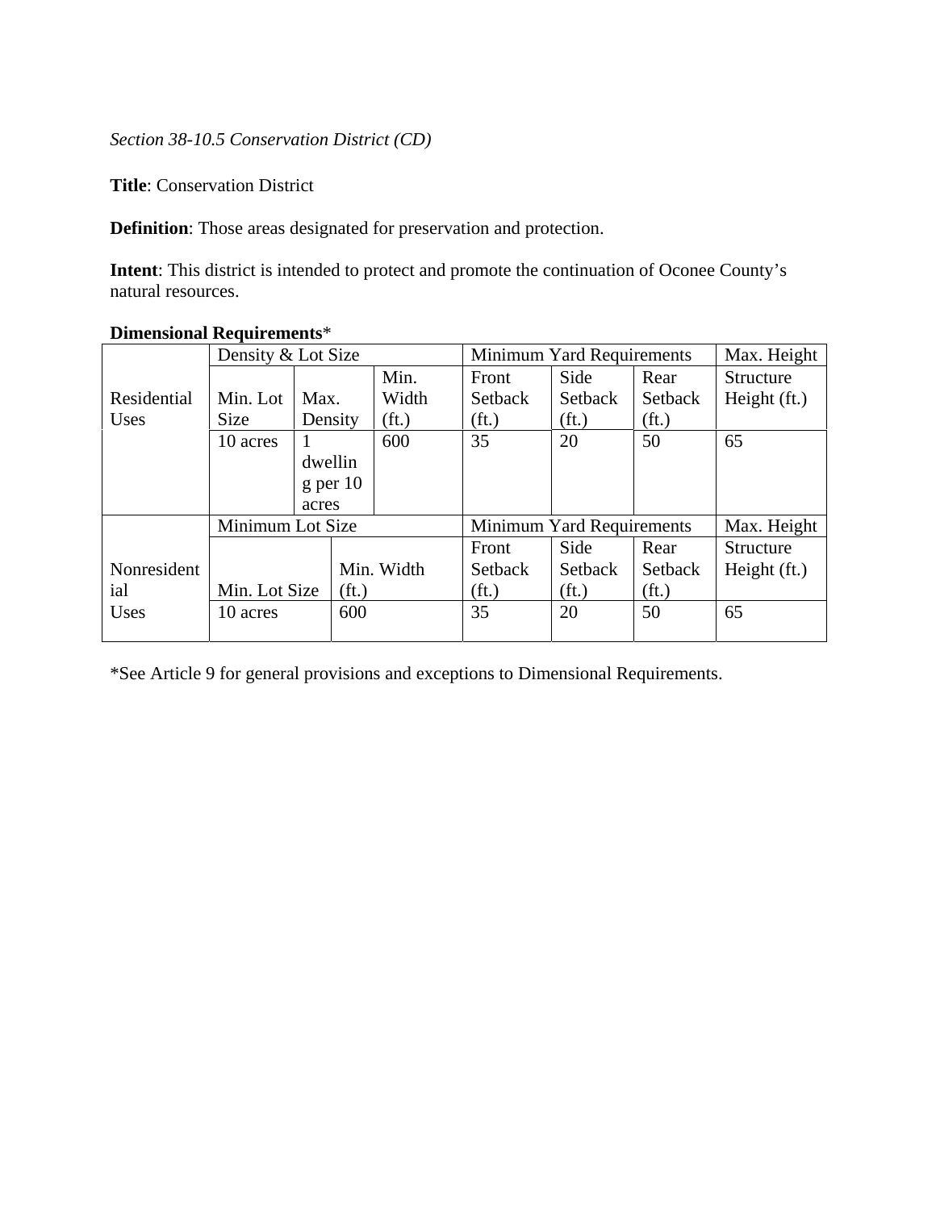*Section 38-10.5 Conservation District (CD)*

**Title**: Conservation District

**Definition**: Those areas designated for preservation and protection.

**Intent**: This district is intended to protect and promote the continuation of Oconee County's natural resources.

**Dimensional Requirements***

| | Density & Lot Size | | | Minimum Yard Requirements | | | Max. Height |
|---|---|---|---|---|---|---|---|
| Residential Uses | Min. Lot Size | Max. Density | Min. Width (ft.) | Front Setback (ft.) | Side Setback (ft.) | Rear Setback (ft.) | Structure Height (ft.) |
| | 10 acres | 1 dwelling per 10 acres | 600 | 35 | 20 | 50 | 65 |

| | Minimum Lot Size | | Minimum Yard Requirements | | | Max. Height |
|---|---|---|---|---|---|---|
| Nonresidential Uses | Min. Lot Size | Min. Width (ft.) | Front Setback (ft.) | Side Setback (ft.) | Rear Setback (ft.) | Structure Height (ft.) |
| | 10 acres | 600 | 35 | 20 | 50 | 65 |

*See Article 9 for general provisions and exceptions to Dimensional Requirements.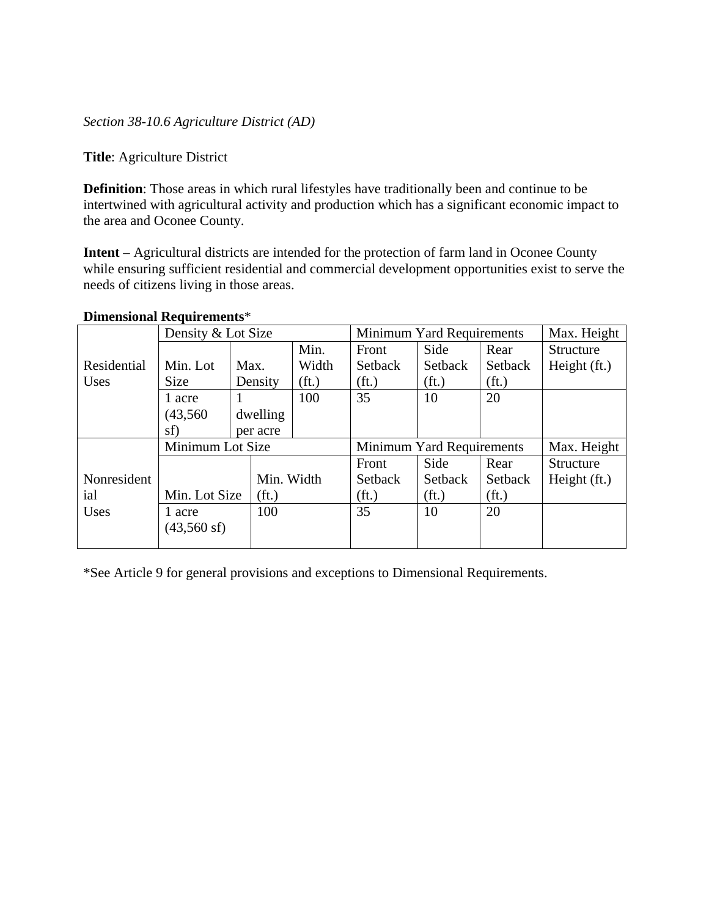*Section 38-10.6 Agriculture District (AD)*

**Title**: Agriculture District

**Definition**: Those areas in which rural lifestyles have traditionally been and continue to be intertwined with agricultural activity and production which has a significant economic impact to the area and Oconee County.

**Intent** – Agricultural districts are intended for the protection of farm land in Oconee County while ensuring sufficient residential and commercial development opportunities exist to serve the needs of citizens living in those areas.

**Dimensional Requirements***

| | Density & Lot Size | | | Minimum Yard Requirements | | | Max. Height |
|---|---|---|---|---|---|---|---|
| Residential Uses | Min. Lot Size | Max. Density | Min. Width (ft.) | Front Setback (ft.) | Side Setback (ft.) | Rear Setback (ft.) | Structure Height (ft.) |
| | 1 acre (43,560 sf) | 1 dwelling per acre | 100 | 35 | 10 | 20 | |
| | Minimum Lot Size | | | Minimum Yard Requirements | | | Max. Height |
| Nonresidential Uses | Min. Lot Size | Min. Width (ft.) | | Front Setback (ft.) | Side Setback (ft.) | Rear Setback (ft.) | Structure Height (ft.) |
| | 1 acre (43,560 sf) | 100 | | 35 | 10 | 20 | |

*See Article 9 for general provisions and exceptions to Dimensional Requirements.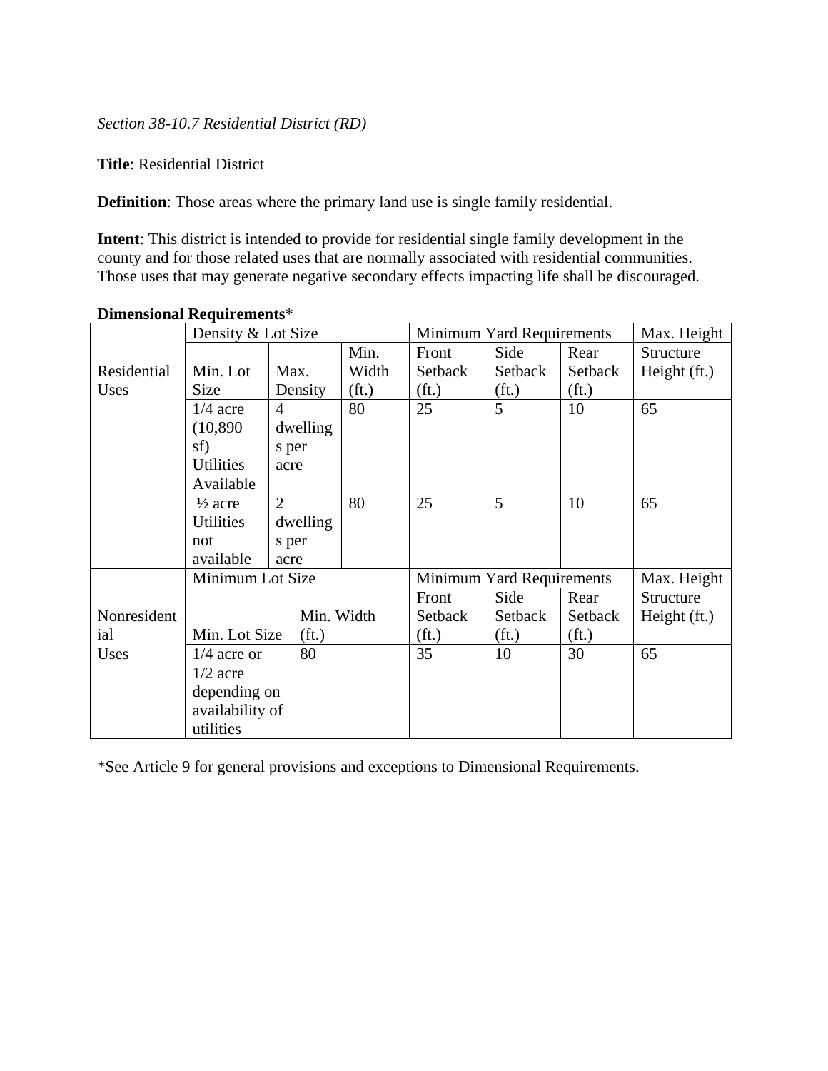*Section 38-10.7 Residential District (RD)*

**Title**: Residential District

**Definition**: Those areas where the primary land use is single family residential.

**Intent**: This district is intended to provide for residential single family development in the county and for those related uses that are normally associated with residential communities. Those uses that may generate negative secondary effects impacting life shall be discouraged.

**Dimensional Requirements***

| | Density & Lot Size | | | Minimum Yard Requirements | | | Max. Height |
|---|---|---|---|---|---|---|---|
| Residential Uses | Min. Lot Size | Max. Density | Min. Width (ft.) | Front Setback (ft.) | Side Setback (ft.) | Rear Setback (ft.) | Structure Height (ft.) |
| | 1/4 acre (10,890 sf) Utilities Available | 4 dwellings per acre | 80 | 25 | 5 | 10 | 65 |
| | ½ acre Utilities not available | 2 dwellings per acre | 80 | 25 | 5 | 10 | 65 |
| | Minimum Lot Size | | | Minimum Yard Requirements | | | Max. Height |
| Nonresidential Uses | Min. Lot Size | Min. Width (ft.) | | Front Setback (ft.) | Side Setback (ft.) | Rear Setback (ft.) | Structure Height (ft.) |
| | 1/4 acre or 1/2 acre depending on availability of utilities | 80 | | 35 | 10 | 30 | 65 |

*See Article 9 for general provisions and exceptions to Dimensional Requirements.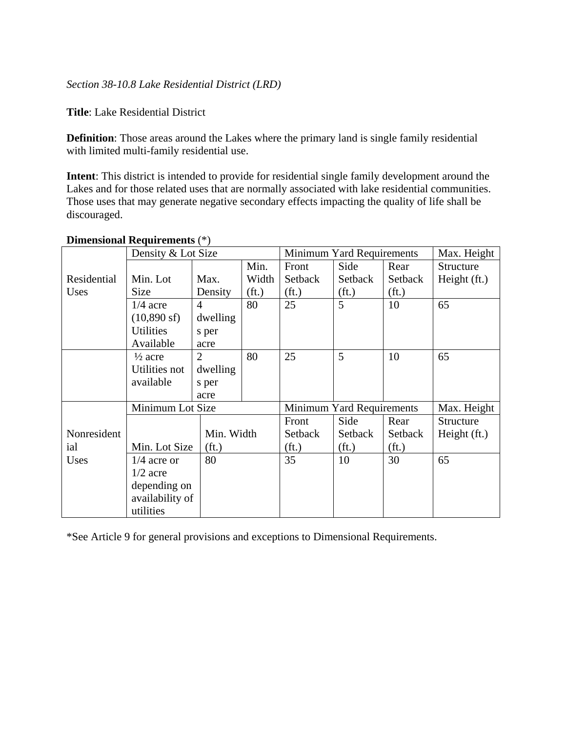*Section 38-10.8 Lake Residential District (LRD)*

**Title**: Lake Residential District

**Definition**: Those areas around the Lakes where the primary land is single family residential with limited multi-family residential use.

**Intent**: This district is intended to provide for residential single family development around the Lakes and for those related uses that are normally associated with lake residential communities. Those uses that may generate negative secondary effects impacting the quality of life shall be discouraged.

**Dimensional Requirements** (*)

| | Density & Lot Size | | | Minimum Yard Requirements | | | Max. Height |
|---|---|---|---|---|---|---|---|
| Residential Uses | Min. Lot Size | Max. Density | Min. Width (ft.) | Front Setback (ft.) | Side Setback (ft.) | Rear Setback (ft.) | Structure Height (ft.) |
| | 1/4 acre (10,890 sf) Utilities Available | 4 dwellings per acre | 80 | 25 | 5 | 10 | 65 |
| | ½ acre Utilities not available | 2 dwellings per acre | 80 | 25 | 5 | 10 | 65 |
| | Minimum Lot Size | | | Minimum Yard Requirements | | | Max. Height |
| Nonresidential Uses | Min. Lot Size | Min. Width (ft.) | | Front Setback (ft.) | Side Setback (ft.) | Rear Setback (ft.) | Structure Height (ft.) |
| | 1/4 acre or 1/2 acre depending on availability of utilities | 80 | | 35 | 10 | 30 | 65 |

*See Article 9 for general provisions and exceptions to Dimensional Requirements.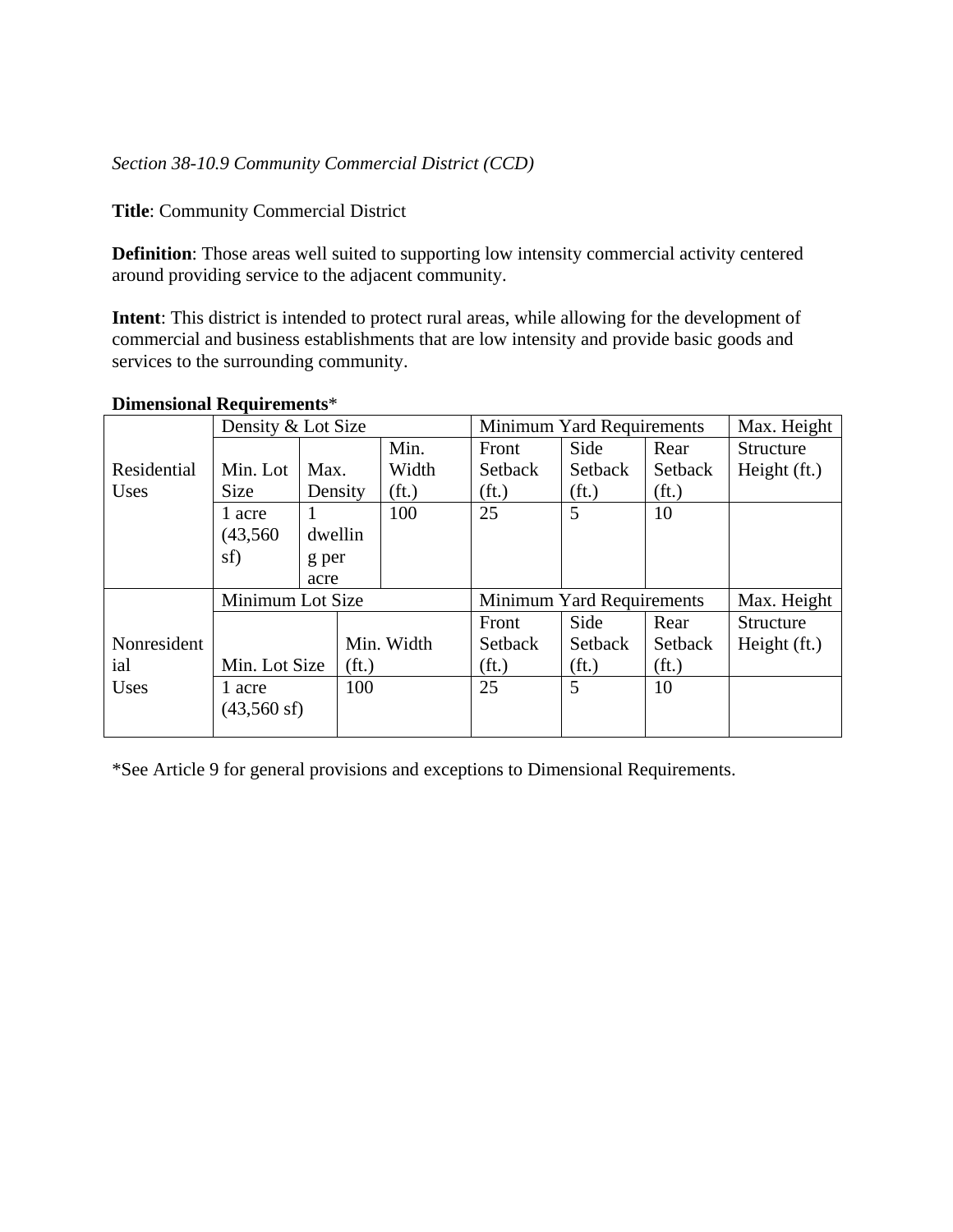*Section 38-10.9 Community Commercial District (CCD)*

**Title**: Community Commercial District

**Definition**: Those areas well suited to supporting low intensity commercial activity centered around providing service to the adjacent community.

**Intent**: This district is intended to protect rural areas, while allowing for the development of commercial and business establishments that are low intensity and provide basic goods and services to the surrounding community.

**Dimensional Requirements***

| | Density & Lot Size | | | Minimum Yard Requirements | | | Max. Height |
|---|---|---|---|---|---|---|---|
| Residential Uses | Min. Lot Size | Max. Density | Min. Width (ft.) | Front Setback (ft.) | Side Setback (ft.) | Rear Setback (ft.) | Structure Height (ft.) |
| | 1 acre (43,560 sf) | 1 dwelling per acre | 100 | 25 | 5 | 10 | |
| | Minimum Lot Size | | | Minimum Yard Requirements | | | Max. Height |
| Nonresidential Uses | Min. Lot Size | | Min. Width (ft.) | Front Setback (ft.) | Side Setback (ft.) | Rear Setback (ft.) | Structure Height (ft.) |
| | 1 acre (43,560 sf) | | 100 | 25 | 5 | 10 | |

*See Article 9 for general provisions and exceptions to Dimensional Requirements.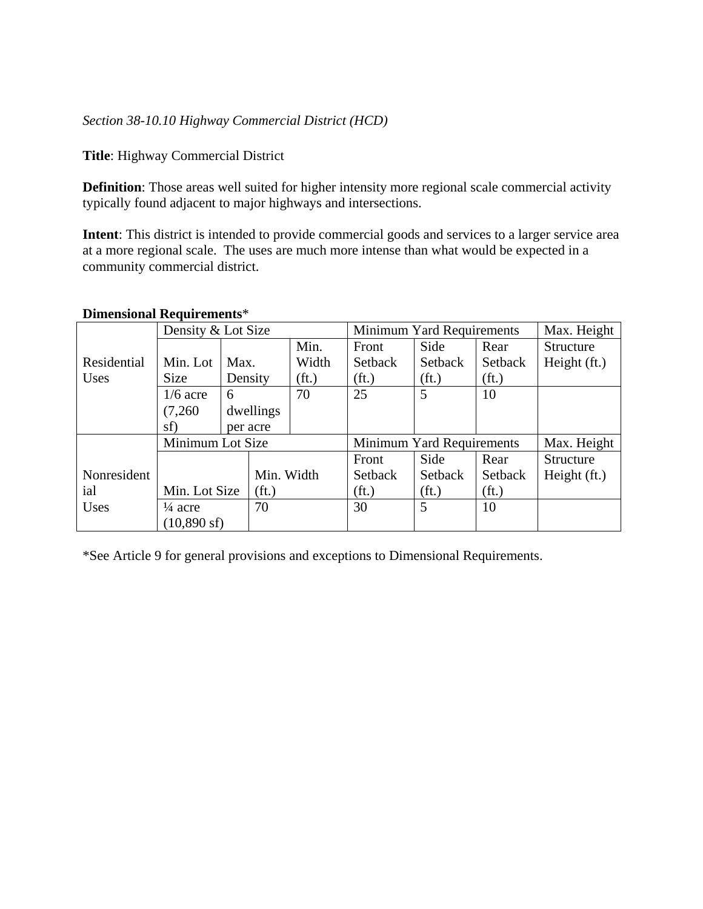*Section 38-10.10 Highway Commercial District (HCD)*

**Title**: Highway Commercial District

**Definition**: Those areas well suited for higher intensity more regional scale commercial activity typically found adjacent to major highways and intersections.

**Intent**: This district is intended to provide commercial goods and services to a larger service area at a more regional scale. The uses are much more intense than what would be expected in a community commercial district.

**Dimensional Requirements***

| | Density & Lot Size | | | Minimum Yard Requirements | | | Max. Height |
|---|---|---|---|---|---|---|---|
| Residential Uses | Min. Lot Size | Max. Density | Min. Width (ft.) | Front Setback (ft.) | Side Setback (ft.) | Rear Setback (ft.) | Structure Height (ft.) |
| | 1/6 acre (7,260 sf) | 6 dwellings per acre | 70 | 25 | 5 | 10 | |
| | Minimum Lot Size | | | Minimum Yard Requirements | | | Max. Height |
| Nonresidential Uses | Min. Lot Size | Min. Width (ft.) | | Front Setback (ft.) | Side Setback (ft.) | Rear Setback (ft.) | Structure Height (ft.) |
| | ¼ acre (10,890 sf) | 70 | | 30 | 5 | 10 | |

*See Article 9 for general provisions and exceptions to Dimensional Requirements.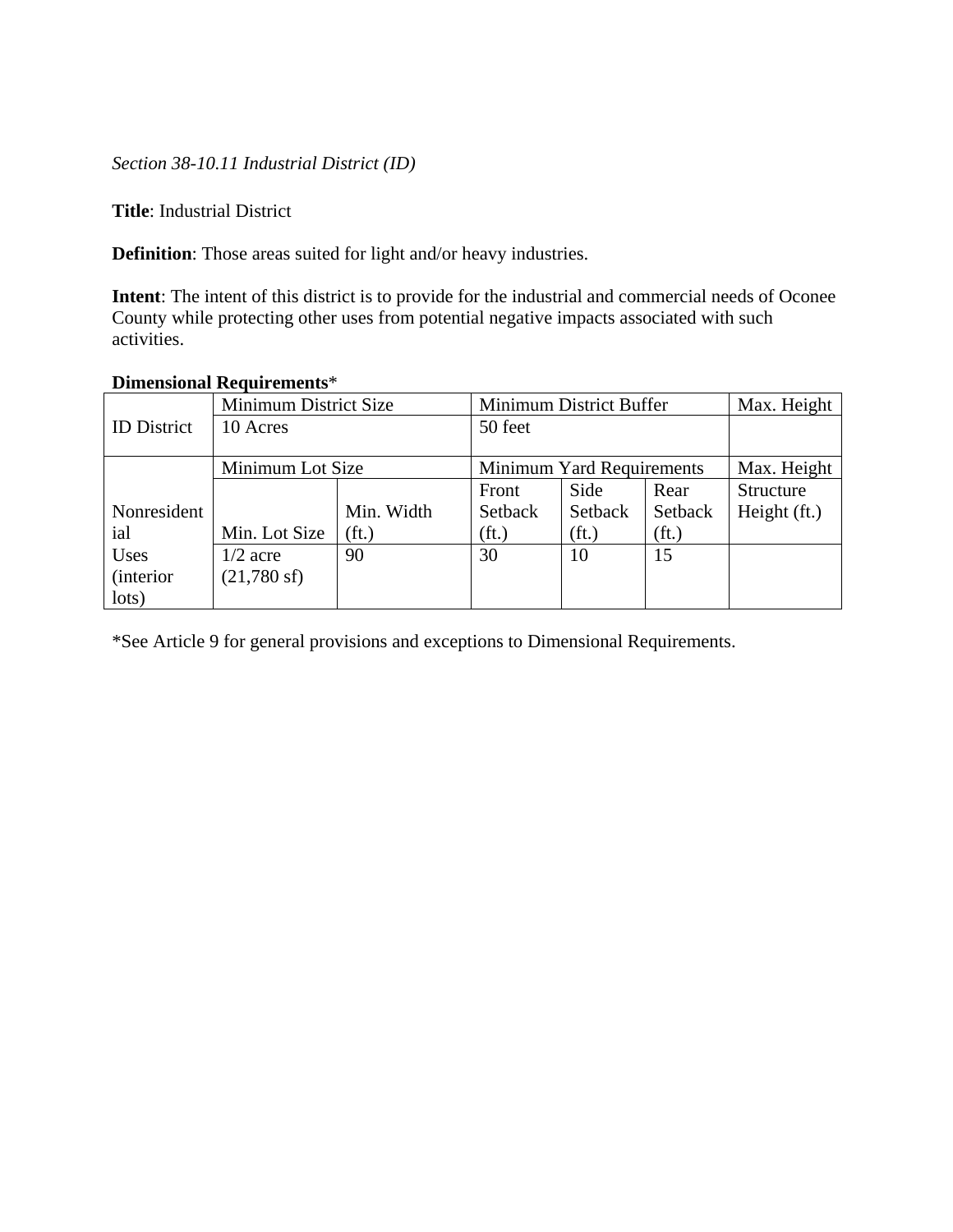*Section 38-10.11 Industrial District (ID)*

**Title**: Industrial District

**Definition**: Those areas suited for light and/or heavy industries.

**Intent**: The intent of this district is to provide for the industrial and commercial needs of Oconee County while protecting other uses from potential negative impacts associated with such activities.

**Dimensional Requirements***

| | Minimum District Size | | Minimum District Buffer | | | Max. Height |
|---|---|---|---|---|---|---|
| ID District | 10 Acres | | 50 feet | | | |
| | Minimum Lot Size | | Minimum Yard Requirements | | | Max. Height |
| Nonresidential Uses (interior lots) | Min. Lot Size | Min. Width (ft.) | Front Setback (ft.) | Side Setback (ft.) | Rear Setback (ft.) | Structure Height (ft.) |
| | 1/2 acre (21,780 sf) | 90 | 30 | 10 | 15 | |

*See Article 9 for general provisions and exceptions to Dimensional Requirements.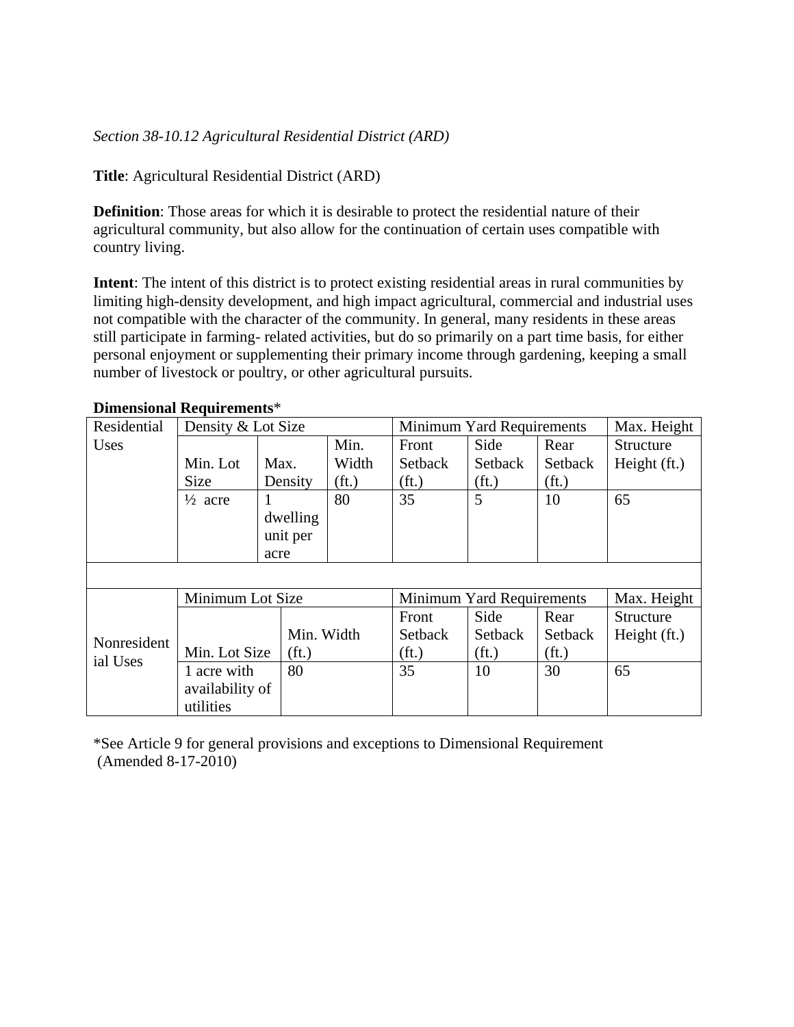*Section 38-10.12 Agricultural Residential District (ARD)*

**Title**: Agricultural Residential District (ARD)

**Definition**: Those areas for which it is desirable to protect the residential nature of their agricultural community, but also allow for the continuation of certain uses compatible with country living.

**Intent**: The intent of this district is to protect existing residential areas in rural communities by limiting high-density development, and high impact agricultural, commercial and industrial uses not compatible with the character of the community. In general, many residents in these areas still participate in farming- related activities, but do so primarily on a part time basis, for either personal enjoyment or supplementing their primary income through gardening, keeping a small number of livestock or poultry, or other agricultural pursuits.

**Dimensional Requirements***

| Residential Uses | Density & Lot Size | | | Minimum Yard Requirements | | | Max. Height |
|---|---|---|---|---|---|---|---|
| | Min. Lot Size | Max. Density | Min. Width (ft.) | Front Setback (ft.) | Side Setback (ft.) | Rear Setback (ft.) | Structure Height (ft.) |
| | ½ acre | 1 dwelling unit per acre | 80 | 35 | 5 | 10 | 65 |

| Nonresidential Uses | Minimum Lot Size | | Minimum Yard Requirements | | | Max. Height |
|---|---|---|---|---|---|---|
| | Min. Lot Size | Min. Width (ft.) | Front Setback (ft.) | Side Setback (ft.) | Rear Setback (ft.) | Structure Height (ft.) |
| | 1 acre with availability of utilities | 80 | 35 | 10 | 30 | 65 |

*See Article 9 for general provisions and exceptions to Dimensional Requirement
(Amended 8-17-2010)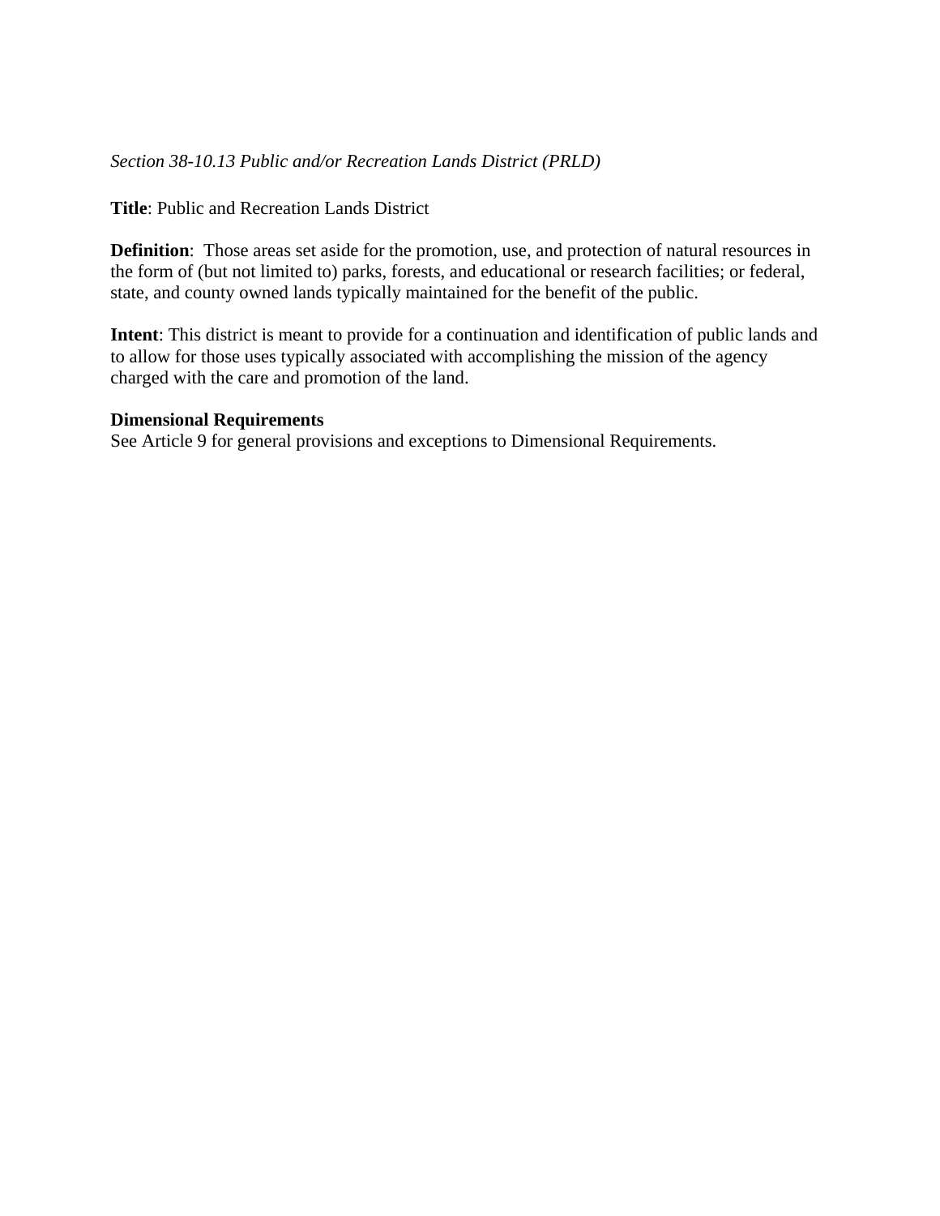*Section 38-10.13 Public and/or Recreation Lands District (PRLD)*

**Title**: Public and Recreation Lands District

**Definition**: Those areas set aside for the promotion, use, and protection of natural resources in the form of (but not limited to) parks, forests, and educational or research facilities; or federal, state, and county owned lands typically maintained for the benefit of the public.

**Intent**: This district is meant to provide for a continuation and identification of public lands and to allow for those uses typically associated with accomplishing the mission of the agency charged with the care and promotion of the land.

**Dimensional Requirements**
See Article 9 for general provisions and exceptions to Dimensional Requirements.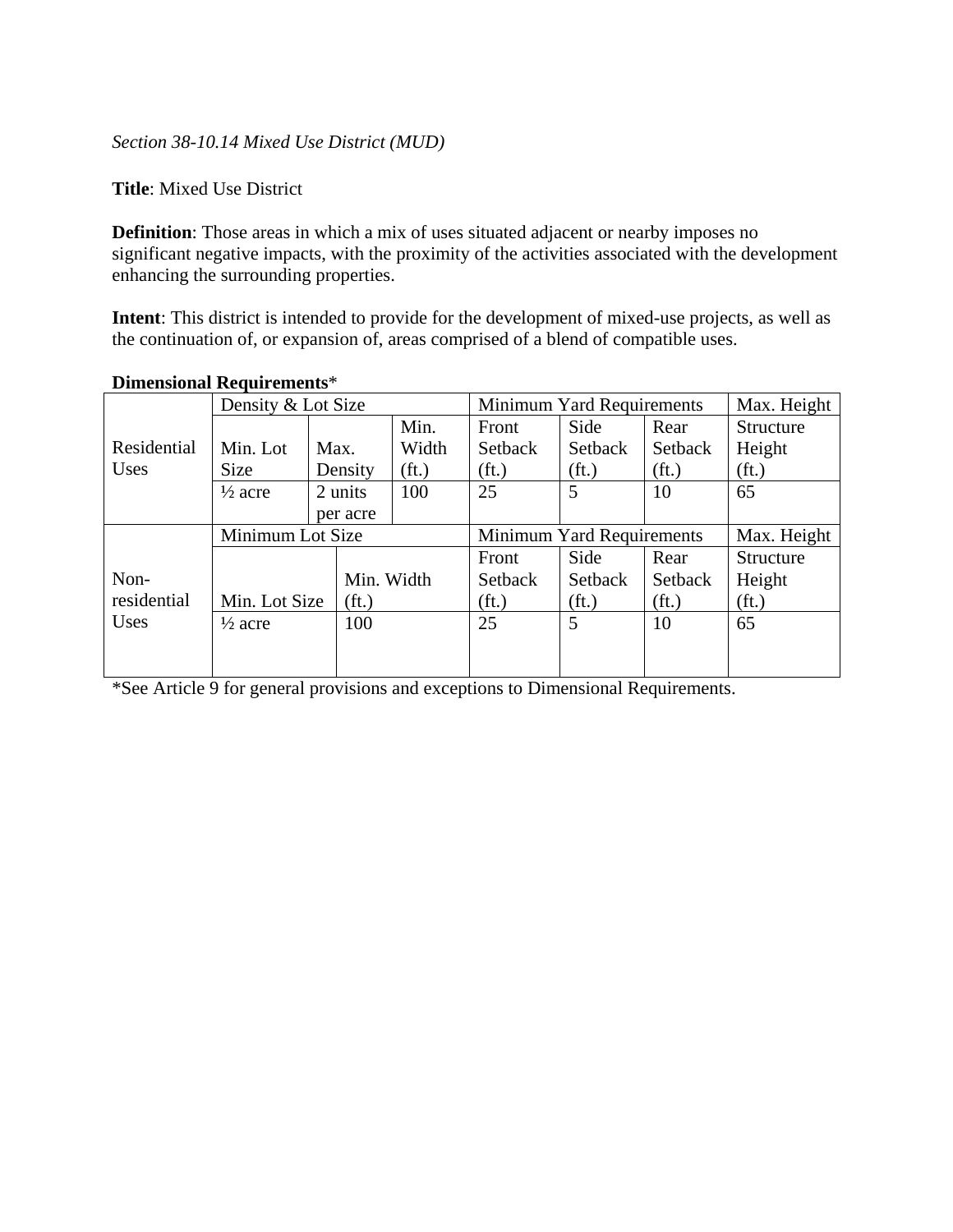*Section 38-10.14 Mixed Use District (MUD)*

**Title**: Mixed Use District

**Definition**: Those areas in which a mix of uses situated adjacent or nearby imposes no significant negative impacts, with the proximity of the activities associated with the development enhancing the surrounding properties.

**Intent**: This district is intended to provide for the development of mixed-use projects, as well as the continuation of, or expansion of, areas comprised of a blend of compatible uses.

**Dimensional Requirements***

| | Density & Lot Size | | | Minimum Yard Requirements | | | Max. Height |
|---|---|---|---|---|---|---|---|
| Residential Uses | Min. Lot Size | Max. Density | Min. Width (ft.) | Front Setback (ft.) | Side Setback (ft.) | Rear Setback (ft.) | Structure Height (ft.) |
| | ½ acre | 2 units per acre | 100 | 25 | 5 | 10 | 65 |
| | Minimum Lot Size | | | Minimum Yard Requirements | | | Max. Height |
| Non-residential Uses | Min. Lot Size | Min. Width (ft.) | | Front Setback (ft.) | Side Setback (ft.) | Rear Setback (ft.) | Structure Height (ft.) |
| | ½ acre | 100 | | 25 | 5 | 10 | 65 |

*See Article 9 for general provisions and exceptions to Dimensional Requirements.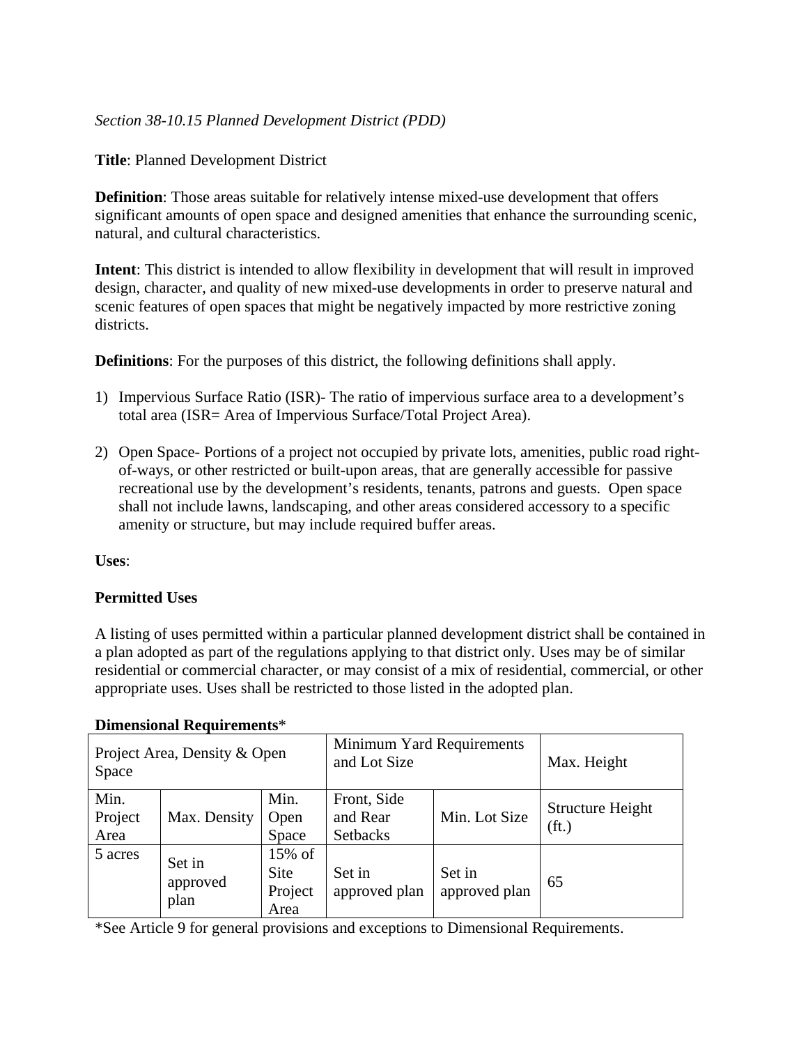*Section 38-10.15 Planned Development District (PDD)*

**Title**: Planned Development District

**Definition**: Those areas suitable for relatively intense mixed-use development that offers significant amounts of open space and designed amenities that enhance the surrounding scenic, natural, and cultural characteristics.

**Intent**: This district is intended to allow flexibility in development that will result in improved design, character, and quality of new mixed-use developments in order to preserve natural and scenic features of open spaces that might be negatively impacted by more restrictive zoning districts.

**Definitions**: For the purposes of this district, the following definitions shall apply.

1) Impervious Surface Ratio (ISR)- The ratio of impervious surface area to a development's total area (ISR= Area of Impervious Surface/Total Project Area).

2) Open Space- Portions of a project not occupied by private lots, amenities, public road right-of-ways, or other restricted or built-upon areas, that are generally accessible for passive recreational use by the development's residents, tenants, patrons and guests. Open space shall not include lawns, landscaping, and other areas considered accessory to a specific amenity or structure, but may include required buffer areas.

**Uses**:

**Permitted Uses**

A listing of uses permitted within a particular planned development district shall be contained in a plan adopted as part of the regulations applying to that district only. Uses may be of similar residential or commercial character, or may consist of a mix of residential, commercial, or other appropriate uses. Uses shall be restricted to those listed in the adopted plan.

**Dimensional Requirements***

| Project Area, Density & Open Space | | | Minimum Yard Requirements and Lot Size | | Max. Height |
|---|---|---|---|---|---|
| Min. Project Area | Max. Density | Min. Open Space | Front, Side and Rear Setbacks | Min. Lot Size | Structure Height (ft.) |
| 5 acres | Set in approved plan | 15% of Site Project Area | Set in approved plan | Set in approved plan | 65 |

*See Article 9 for general provisions and exceptions to Dimensional Requirements.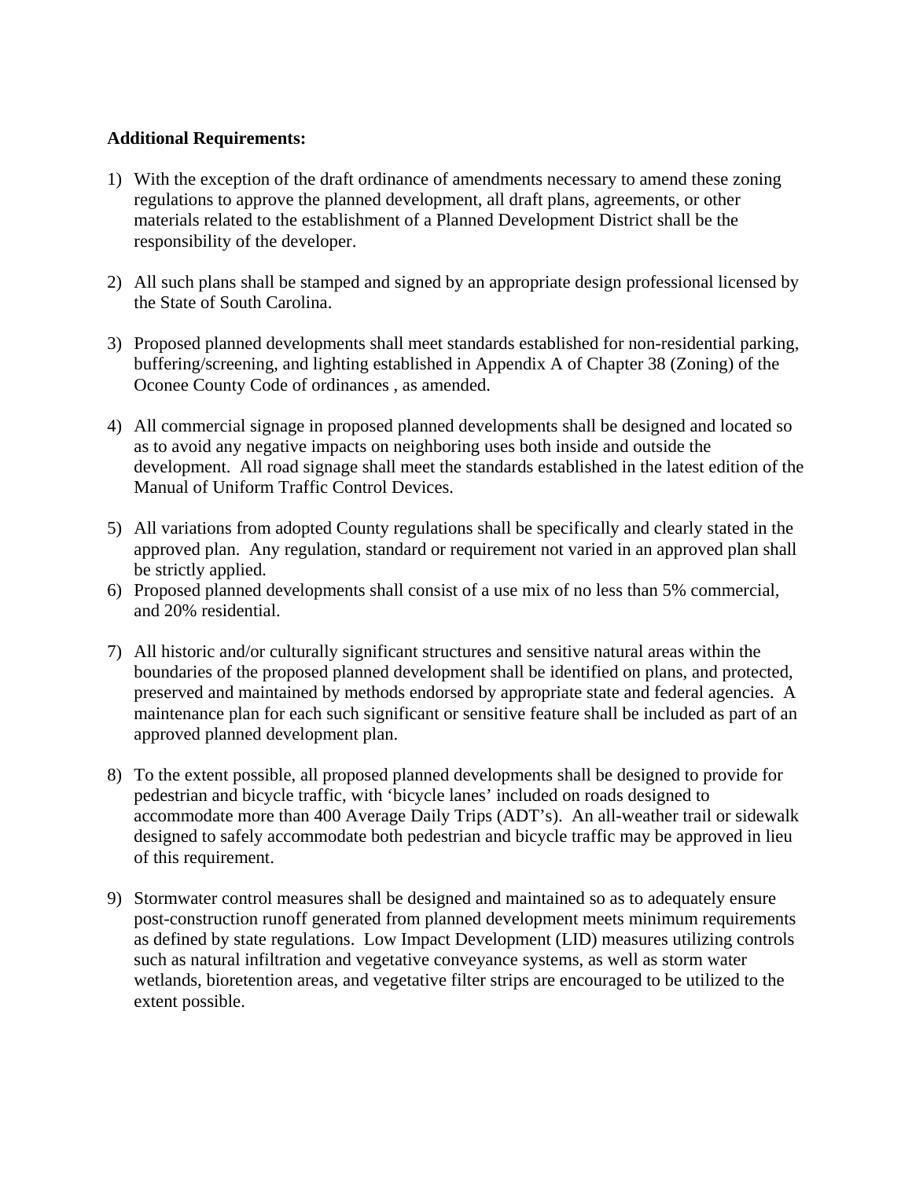**Additional Requirements:**

1) With the exception of the draft ordinance of amendments necessary to amend these zoning regulations to approve the planned development, all draft plans, agreements, or other materials related to the establishment of a Planned Development District shall be the responsibility of the developer.

2) All such plans shall be stamped and signed by an appropriate design professional licensed by the State of South Carolina.

3) Proposed planned developments shall meet standards established for non-residential parking, buffering/screening, and lighting established in Appendix A of Chapter 38 (Zoning) of the Oconee County Code of ordinances , as amended.

4) All commercial signage in proposed planned developments shall be designed and located so as to avoid any negative impacts on neighboring uses both inside and outside the development. All road signage shall meet the standards established in the latest edition of the Manual of Uniform Traffic Control Devices.

5) All variations from adopted County regulations shall be specifically and clearly stated in the approved plan. Any regulation, standard or requirement not varied in an approved plan shall be strictly applied.

6) Proposed planned developments shall consist of a use mix of no less than 5% commercial, and 20% residential.

7) All historic and/or culturally significant structures and sensitive natural areas within the boundaries of the proposed planned development shall be identified on plans, and protected, preserved and maintained by methods endorsed by appropriate state and federal agencies. A maintenance plan for each such significant or sensitive feature shall be included as part of an approved planned development plan.

8) To the extent possible, all proposed planned developments shall be designed to provide for pedestrian and bicycle traffic, with 'bicycle lanes' included on roads designed to accommodate more than 400 Average Daily Trips (ADT's). An all-weather trail or sidewalk designed to safely accommodate both pedestrian and bicycle traffic may be approved in lieu of this requirement.

9) Stormwater control measures shall be designed and maintained so as to adequately ensure post-construction runoff generated from planned development meets minimum requirements as defined by state regulations. Low Impact Development (LID) measures utilizing controls such as natural infiltration and vegetative conveyance systems, as well as storm water wetlands, bioretention areas, and vegetative filter strips are encouraged to be utilized to the extent possible.